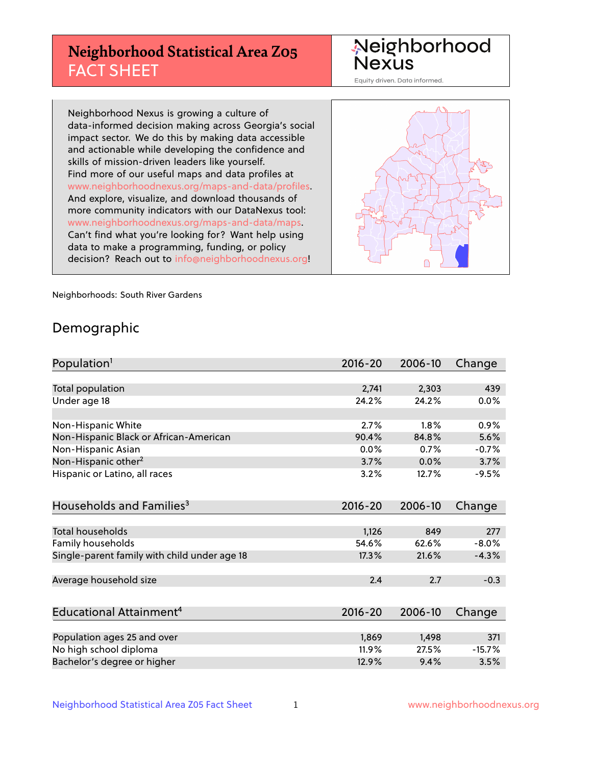# Neighborhood Statistical Area Z05 FACT SHEET

Neighborhood Nexus

Equity driven. Data informed.

Neighborhood Nexus is growing a culture of data-informed decision making across Georgia's social impact sector. We do this by making data accessible and actionable while developing the confidence and skills of mission-driven leaders like yourself. Find more of our useful maps and data profiles at www.neighborhoodnexus.org/maps-and-data/profiles. And explore, visualize, and download thousands of more community indicators with our DataNexus tool: www.neighborhoodnexus.org/maps-and-data/maps. Can't find what you're looking for? Want help using data to make a programming, funding, or policy decision? Reach out to info@neighborhoodnexus.org!

Neighborhoods: South River Gardens

## Demographic

| Population[1] | 2016-20 | 2006-10 | Change |
|---|---|---|---|
| Total population | 2,741 | 2,303 | 439 |
| Under age 18 | 24.2% | 24.2% | 0.0% |
| | | | |
| Non-Hispanic White | 2.7% | 1.8% | 0.9% |
| Non-Hispanic Black or African-American | 90.4% | 84.8% | 5.6% |
| Non-Hispanic Asian | 0.0% | 0.7% | -0.7% |
| Non-Hispanic other[2] | 3.7% | 0.0% | 3.7% |
| Hispanic or Latino, all races | 3.2% | 12.7% | -9.5% |

| Households and Families[3] | 2016-20 | 2006-10 | Change |
|---|---|---|---|
| Total households | 1,126 | 849 | 277 |
| Family households | 54.6% | 62.6% | -8.0% |
| Single-parent family with child under age 18 | 17.3% | 21.6% | -4.3% |
| | | | |
| Average household size | 2.4 | 2.7 | -0.3 |

| Educational Attainment[4] | 2016-20 | 2006-10 | Change |
|---|---|---|---|
| Population ages 25 and over | 1,869 | 1,498 | 371 |
| No high school diploma | 11.9% | 27.5% | -15.7% |
| Bachelor's degree or higher | 12.9% | 9.4% | 3.5% |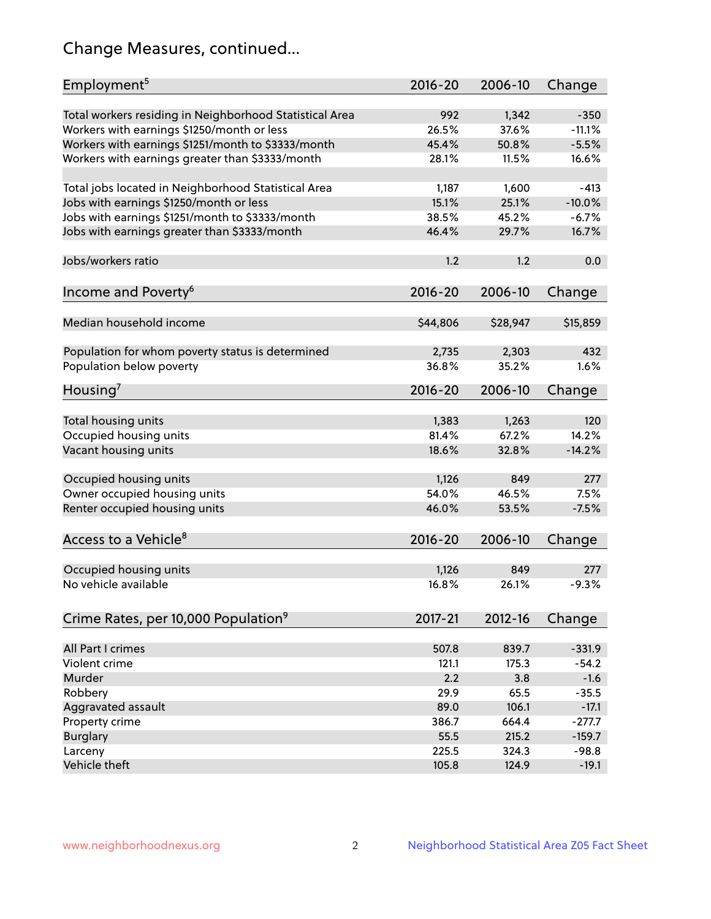# Change Measures, continued...

| Employment[5] | 2016-20 | 2006-10 | Change |
|---|---|---|---|
| Total workers residing in Neighborhood Statistical Area | 992 | 1,342 | -350 |
| Workers with earnings $1250/month or less | 26.5% | 37.6% | -11.1% |
| Workers with earnings $1251/month to $3333/month | 45.4% | 50.8% | -5.5% |
| Workers with earnings greater than $3333/month | 28.1% | 11.5% | 16.6% |
| | | | |
| Total jobs located in Neighborhood Statistical Area | 1,187 | 1,600 | -413 |
| Jobs with earnings $1250/month or less | 15.1% | 25.1% | -10.0% |
| Jobs with earnings $1251/month to $3333/month | 38.5% | 45.2% | -6.7% |
| Jobs with earnings greater than $3333/month | 46.4% | 29.7% | 16.7% |
| | | | |
| Jobs/workers ratio | 1.2 | 1.2 | 0.0 |

| Income and Poverty[6] | 2016-20 | 2006-10 | Change |
|---|---|---|---|
| Median household income | $44,806 | $28,947 | $15,859 |
| | | | |
| Population for whom poverty status is determined | 2,735 | 2,303 | 432 |
| Population below poverty | 36.8% | 35.2% | 1.6% |

| Housing[7] | 2016-20 | 2006-10 | Change |
|---|---|---|---|
| Total housing units | 1,383 | 1,263 | 120 |
| Occupied housing units | 81.4% | 67.2% | 14.2% |
| Vacant housing units | 18.6% | 32.8% | -14.2% |
| | | | |
| Occupied housing units | 1,126 | 849 | 277 |
| Owner occupied housing units | 54.0% | 46.5% | 7.5% |
| Renter occupied housing units | 46.0% | 53.5% | -7.5% |

| Access to a Vehicle[8] | 2016-20 | 2006-10 | Change |
|---|---|---|---|
| Occupied housing units | 1,126 | 849 | 277 |
| No vehicle available | 16.8% | 26.1% | -9.3% |

| Crime Rates, per 10,000 Population[9] | 2017-21 | 2012-16 | Change |
|---|---|---|---|
| All Part I crimes | 507.8 | 839.7 | -331.9 |
| Violent crime | 121.1 | 175.3 | -54.2 |
| Murder | 2.2 | 3.8 | -1.6 |
| Robbery | 29.9 | 65.5 | -35.5 |
| Aggravated assault | 89.0 | 106.1 | -17.1 |
| Property crime | 386.7 | 664.4 | -277.7 |
| Burglary | 55.5 | 215.2 | -159.7 |
| Larceny | 225.5 | 324.3 | -98.8 |
| Vehicle theft | 105.8 | 124.9 | -19.1 |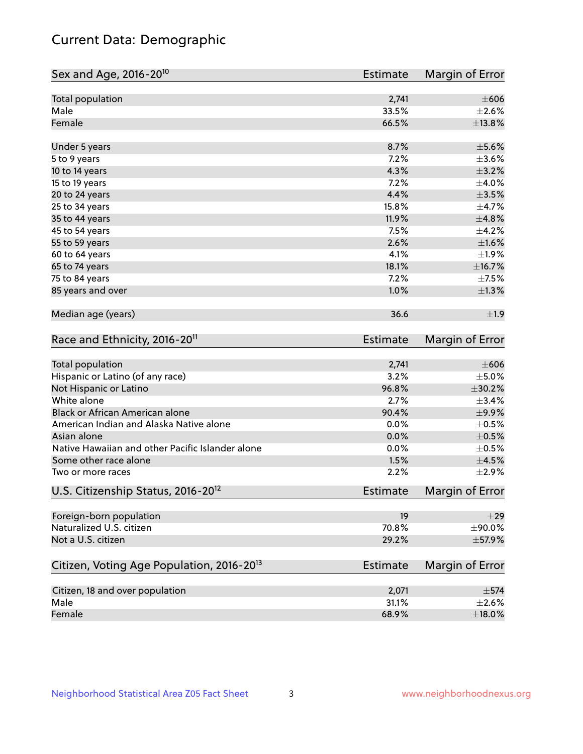# Current Data: Demographic

| Sex and Age, 2016-20[10] | Estimate | Margin of Error |
|---|---|---|
| Total population | 2,741 | ±606 |
| Male | 33.5% | ±2.6% |
| Female | 66.5% | ±13.8% |
| Under 5 years | 8.7% | ±5.6% |
| 5 to 9 years | 7.2% | ±3.6% |
| 10 to 14 years | 4.3% | ±3.2% |
| 15 to 19 years | 7.2% | ±4.0% |
| 20 to 24 years | 4.4% | ±3.5% |
| 25 to 34 years | 15.8% | ±4.7% |
| 35 to 44 years | 11.9% | ±4.8% |
| 45 to 54 years | 7.5% | ±4.2% |
| 55 to 59 years | 2.6% | ±1.6% |
| 60 to 64 years | 4.1% | ±1.9% |
| 65 to 74 years | 18.1% | ±16.7% |
| 75 to 84 years | 7.2% | ±7.5% |
| 85 years and over | 1.0% | ±1.3% |
| Median age (years) | 36.6 | ±1.9 |

| Race and Ethnicity, 2016-20[11] | Estimate | Margin of Error |
|---|---|---|
| Total population | 2,741 | ±606 |
| Hispanic or Latino (of any race) | 3.2% | ±5.0% |
| Not Hispanic or Latino | 96.8% | ±30.2% |
| White alone | 2.7% | ±3.4% |
| Black or African American alone | 90.4% | ±9.9% |
| American Indian and Alaska Native alone | 0.0% | ±0.5% |
| Asian alone | 0.0% | ±0.5% |
| Native Hawaiian and other Pacific Islander alone | 0.0% | ±0.5% |
| Some other race alone | 1.5% | ±4.5% |
| Two or more races | 2.2% | ±2.9% |

| U.S. Citizenship Status, 2016-20[12] | Estimate | Margin of Error |
|---|---|---|
| Foreign-born population | 19 | ±29 |
| Naturalized U.S. citizen | 70.8% | ±90.0% |
| Not a U.S. citizen | 29.2% | ±57.9% |

| Citizen, Voting Age Population, 2016-20[13] | Estimate | Margin of Error |
|---|---|---|
| Citizen, 18 and over population | 2,071 | ±574 |
| Male | 31.1% | ±2.6% |
| Female | 68.9% | ±18.0% |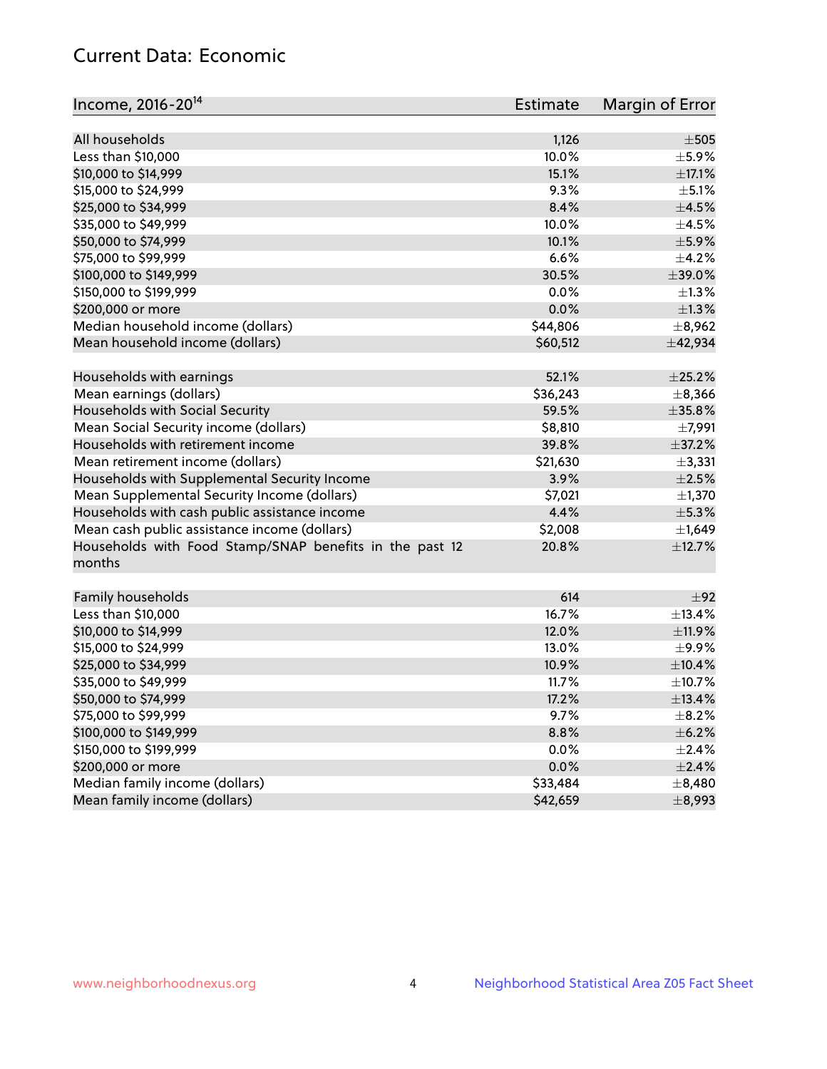## Current Data: Economic

| Income, 2016-20[14] | Estimate | Margin of Error |
|---|---|---|
| All households | 1,126 | ±505 |
| Less than $10,000 | 10.0% | ±5.9% |
| $10,000 to $14,999 | 15.1% | ±17.1% |
| $15,000 to $24,999 | 9.3% | ±5.1% |
| $25,000 to $34,999 | 8.4% | ±4.5% |
| $35,000 to $49,999 | 10.0% | ±4.5% |
| $50,000 to $74,999 | 10.1% | ±5.9% |
| $75,000 to $99,999 | 6.6% | ±4.2% |
| $100,000 to $149,999 | 30.5% | ±39.0% |
| $150,000 to $199,999 | 0.0% | ±1.3% |
| $200,000 or more | 0.0% | ±1.3% |
| Median household income (dollars) | $44,806 | ±8,962 |
| Mean household income (dollars) | $60,512 | ±42,934 |
| | | |
| Households with earnings | 52.1% | ±25.2% |
| Mean earnings (dollars) | $36,243 | ±8,366 |
| Households with Social Security | 59.5% | ±35.8% |
| Mean Social Security income (dollars) | $8,810 | ±7,991 |
| Households with retirement income | 39.8% | ±37.2% |
| Mean retirement income (dollars) | $21,630 | ±3,331 |
| Households with Supplemental Security Income | 3.9% | ±2.5% |
| Mean Supplemental Security Income (dollars) | $7,021 | ±1,370 |
| Households with cash public assistance income | 4.4% | ±5.3% |
| Mean cash public assistance income (dollars) | $2,008 | ±1,649 |
| Households with Food Stamp/SNAP benefits in the past 12 months | 20.8% | ±12.7% |
| | | |
| Family households | 614 | ±92 |
| Less than $10,000 | 16.7% | ±13.4% |
| $10,000 to $14,999 | 12.0% | ±11.9% |
| $15,000 to $24,999 | 13.0% | ±9.9% |
| $25,000 to $34,999 | 10.9% | ±10.4% |
| $35,000 to $49,999 | 11.7% | ±10.7% |
| $50,000 to $74,999 | 17.2% | ±13.4% |
| $75,000 to $99,999 | 9.7% | ±8.2% |
| $100,000 to $149,999 | 8.8% | ±6.2% |
| $150,000 to $199,999 | 0.0% | ±2.4% |
| $200,000 or more | 0.0% | ±2.4% |
| Median family income (dollars) | $33,484 | ±8,480 |
| Mean family income (dollars) | $42,659 | ±8,993 |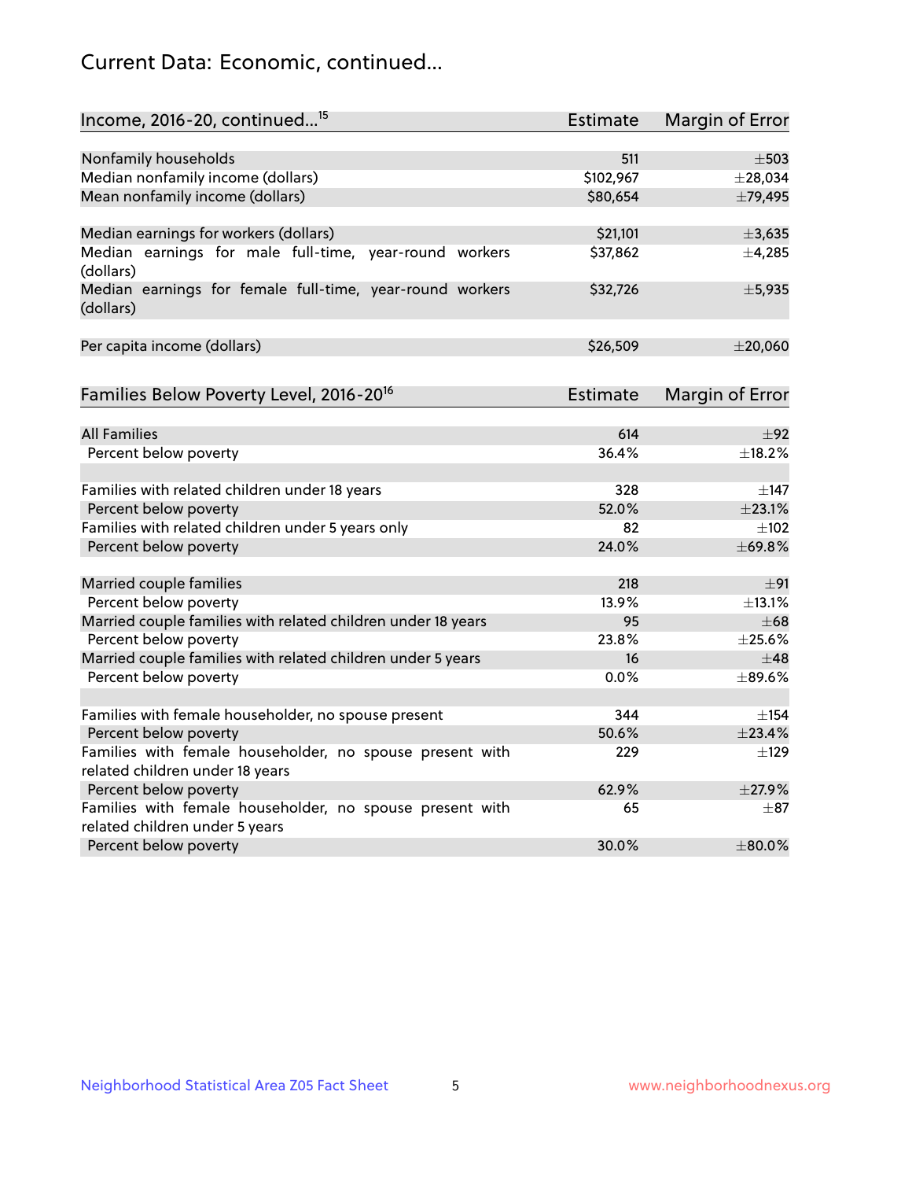# Current Data: Economic, continued...

| Income, 2016-20, continued...[15] | Estimate | Margin of Error |
|---|---|---|
| Nonfamily households | 511 | ±503 |
| Median nonfamily income (dollars) | $102,967 | ±28,034 |
| Mean nonfamily income (dollars) | $80,654 | ±79,495 |
| | | |
| Median earnings for workers (dollars) | $21,101 | ±3,635 |
| Median earnings for male full-time, year-round workers (dollars) | $37,862 | ±4,285 |
| Median earnings for female full-time, year-round workers (dollars) | $32,726 | ±5,935 |
| | | |
| Per capita income (dollars) | $26,509 | ±20,060 |

| Families Below Poverty Level, 2016-20[16] | Estimate | Margin of Error |
|---|---|---|
| All Families | 614 | ±92 |
| Percent below poverty | 36.4% | ±18.2% |
| | | |
| Families with related children under 18 years | 328 | ±147 |
| Percent below poverty | 52.0% | ±23.1% |
| Families with related children under 5 years only | 82 | ±102 |
| Percent below poverty | 24.0% | ±69.8% |
| | | |
| Married couple families | 218 | ±91 |
| Percent below poverty | 13.9% | ±13.1% |
| Married couple families with related children under 18 years | 95 | ±68 |
| Percent below poverty | 23.8% | ±25.6% |
| Married couple families with related children under 5 years | 16 | ±48 |
| Percent below poverty | 0.0% | ±89.6% |
| | | |
| Families with female householder, no spouse present | 344 | ±154 |
| Percent below poverty | 50.6% | ±23.4% |
| Families with female householder, no spouse present with related children under 18 years | 229 | ±129 |
| Percent below poverty | 62.9% | ±27.9% |
| Families with female householder, no spouse present with related children under 5 years | 65 | ±87 |
| Percent below poverty | 30.0% | ±80.0% |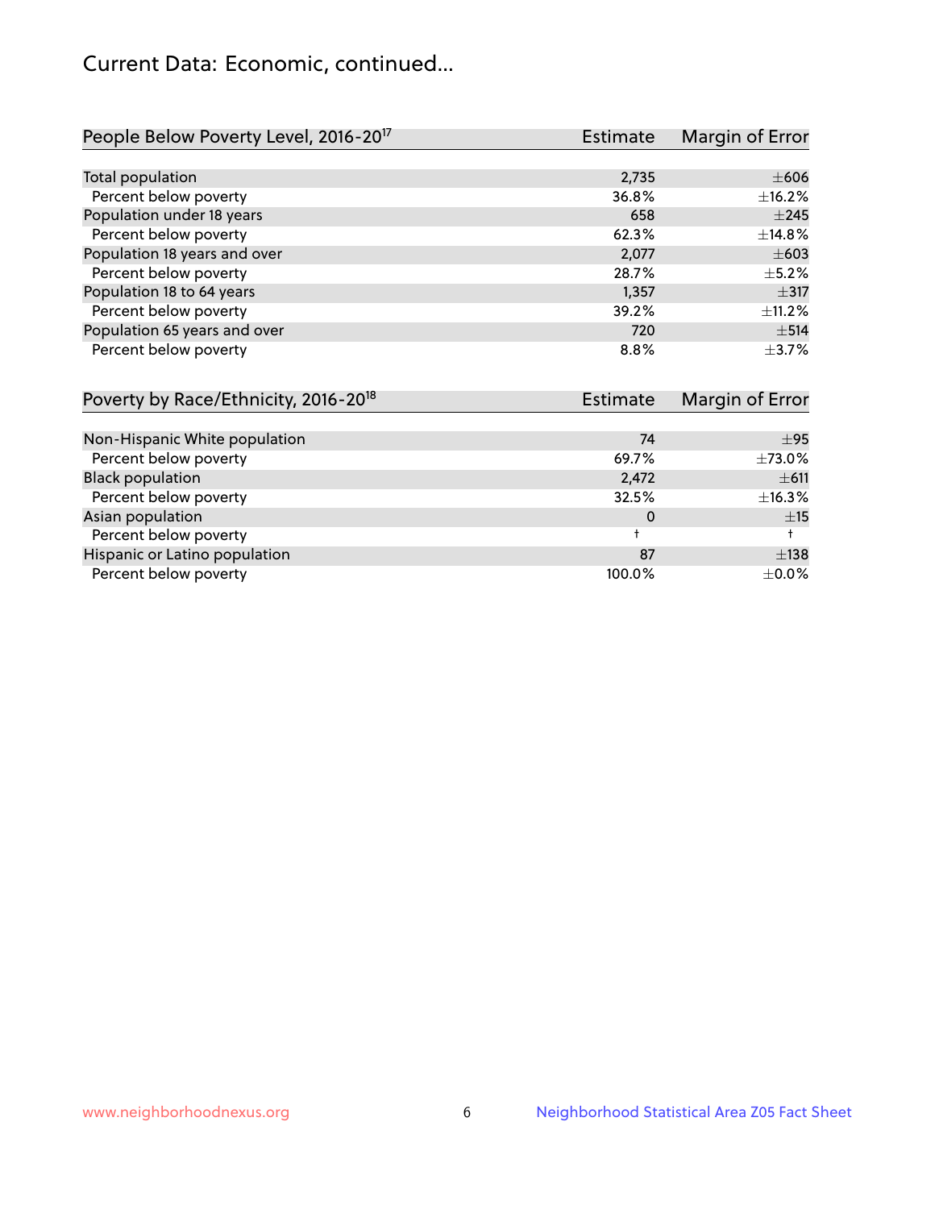## Current Data: Economic, continued...

| People Below Poverty Level, 2016-20[17] | Estimate | Margin of Error |
|---|---|---|
| Total population | 2,735 | ±606 |
| Percent below poverty | 36.8% | ±16.2% |
| Population under 18 years | 658 | ±245 |
| Percent below poverty | 62.3% | ±14.8% |
| Population 18 years and over | 2,077 | ±603 |
| Percent below poverty | 28.7% | ±5.2% |
| Population 18 to 64 years | 1,357 | ±317 |
| Percent below poverty | 39.2% | ±11.2% |
| Population 65 years and over | 720 | ±514 |
| Percent below poverty | 8.8% | ±3.7% |

| Poverty by Race/Ethnicity, 2016-20[18] | Estimate | Margin of Error |
|---|---|---|
| Non-Hispanic White population | 74 | ±95 |
| Percent below poverty | 69.7% | ±73.0% |
| Black population | 2,472 | ±611 |
| Percent below poverty | 32.5% | ±16.3% |
| Asian population | 0 | ±15 |
| Percent below poverty | † | † |
| Hispanic or Latino population | 87 | ±138 |
| Percent below poverty | 100.0% | ±0.0% |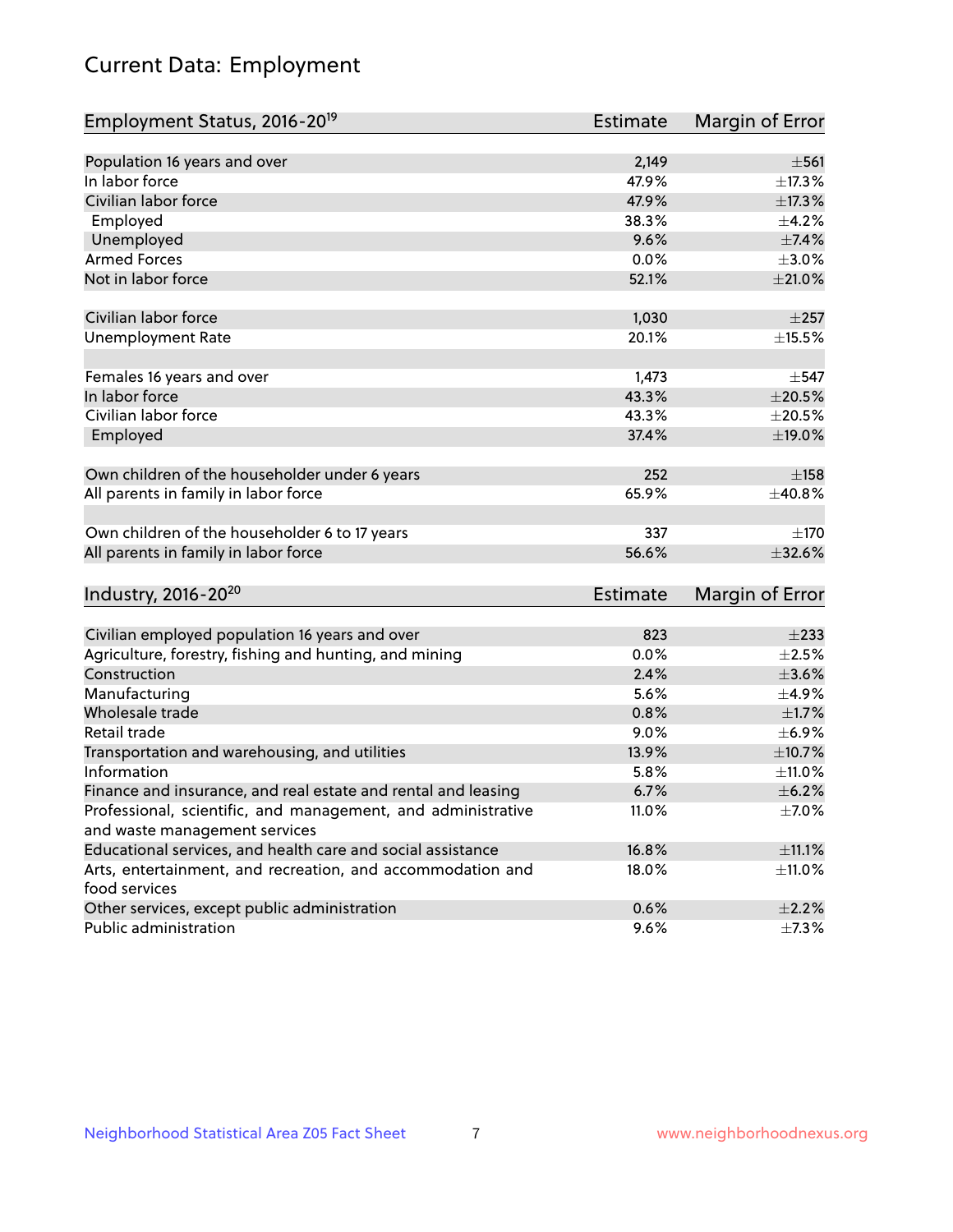# Current Data: Employment

| Employment Status, 2016-20[19] | Estimate | Margin of Error |
|---|---|---|
| Population 16 years and over | 2,149 | ±561 |
| In labor force | 47.9% | ±17.3% |
| Civilian labor force | 47.9% | ±17.3% |
| Employed | 38.3% | ±4.2% |
| Unemployed | 9.6% | ±7.4% |
| Armed Forces | 0.0% | ±3.0% |
| Not in labor force | 52.1% | ±21.0% |
| | | |
| Civilian labor force | 1,030 | ±257 |
| Unemployment Rate | 20.1% | ±15.5% |
| | | |
| Females 16 years and over | 1,473 | ±547 |
| In labor force | 43.3% | ±20.5% |
| Civilian labor force | 43.3% | ±20.5% |
| Employed | 37.4% | ±19.0% |
| | | |
| Own children of the householder under 6 years | 252 | ±158 |
| All parents in family in labor force | 65.9% | ±40.8% |
| | | |
| Own children of the householder 6 to 17 years | 337 | ±170 |
| All parents in family in labor force | 56.6% | ±32.6% |

| Industry, 2016-20[20] | Estimate | Margin of Error |
|---|---|---|
| Civilian employed population 16 years and over | 823 | ±233 |
| Agriculture, forestry, fishing and hunting, and mining | 0.0% | ±2.5% |
| Construction | 2.4% | ±3.6% |
| Manufacturing | 5.6% | ±4.9% |
| Wholesale trade | 0.8% | ±1.7% |
| Retail trade | 9.0% | ±6.9% |
| Transportation and warehousing, and utilities | 13.9% | ±10.7% |
| Information | 5.8% | ±11.0% |
| Finance and insurance, and real estate and rental and leasing | 6.7% | ±6.2% |
| Professional, scientific, and management, and administrative and waste management services | 11.0% | ±7.0% |
| Educational services, and health care and social assistance | 16.8% | ±11.1% |
| Arts, entertainment, and recreation, and accommodation and food services | 18.0% | ±11.0% |
| Other services, except public administration | 0.6% | ±2.2% |
| Public administration | 9.6% | ±7.3% |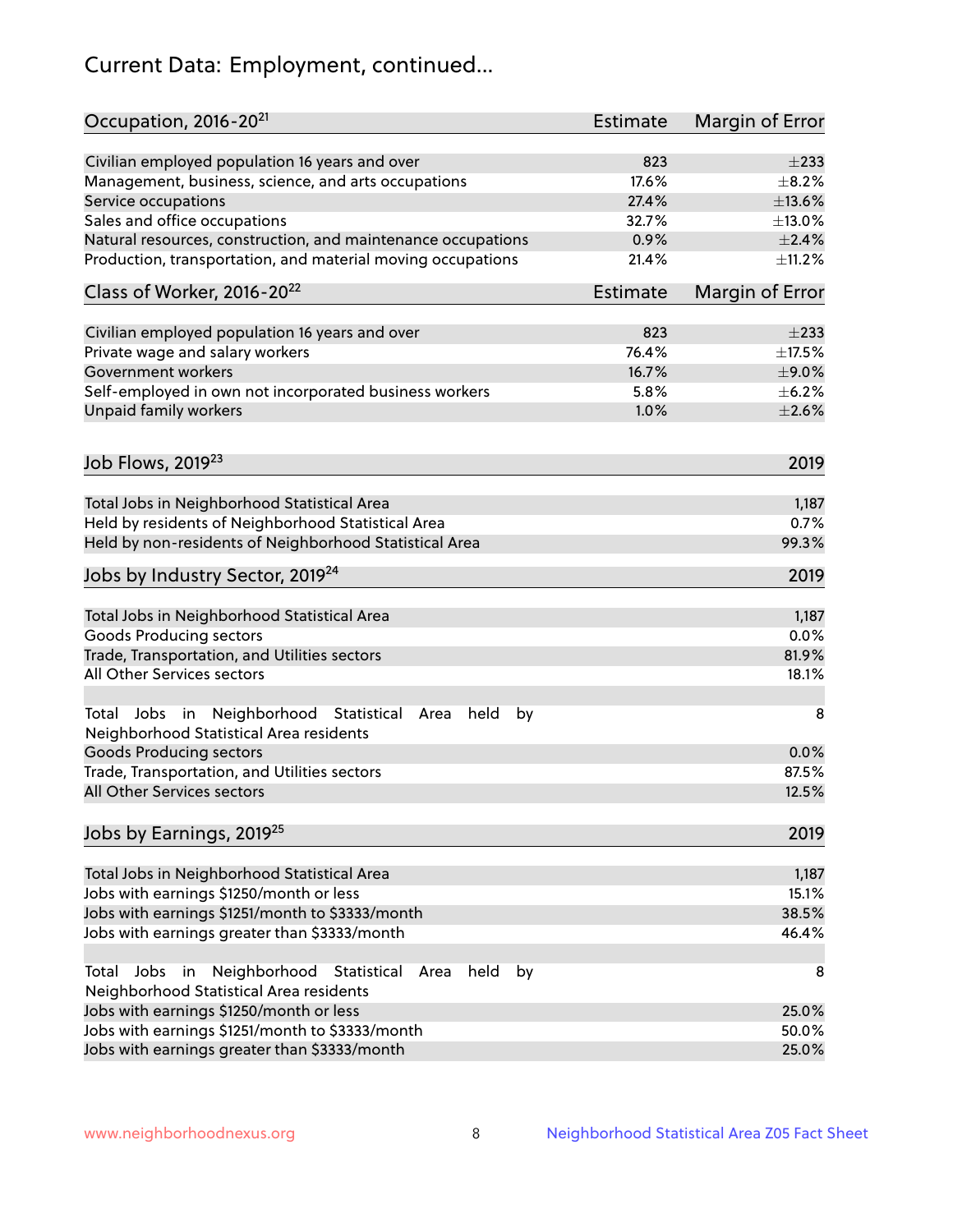# Current Data: Employment, continued...

| Occupation, 2016-20[21] | Estimate | Margin of Error |
|---|---|---|
| Civilian employed population 16 years and over | 823 | ±233 |
| Management, business, science, and arts occupations | 17.6% | ±8.2% |
| Service occupations | 27.4% | ±13.6% |
| Sales and office occupations | 32.7% | ±13.0% |
| Natural resources, construction, and maintenance occupations | 0.9% | ±2.4% |
| Production, transportation, and material moving occupations | 21.4% | ±11.2% |

| Class of Worker, 2016-20[22] | Estimate | Margin of Error |
|---|---|---|
| Civilian employed population 16 years and over | 823 | ±233 |
| Private wage and salary workers | 76.4% | ±17.5% |
| Government workers | 16.7% | ±9.0% |
| Self-employed in own not incorporated business workers | 5.8% | ±6.2% |
| Unpaid family workers | 1.0% | ±2.6% |

| Job Flows, 2019[23] | 2019 |
|---|---|
| Total Jobs in Neighborhood Statistical Area | 1,187 |
| Held by residents of Neighborhood Statistical Area | 0.7% |
| Held by non-residents of Neighborhood Statistical Area | 99.3% |

| Jobs by Industry Sector, 2019[24] | 2019 |
|---|---|
| Total Jobs in Neighborhood Statistical Area | 1,187 |
| Goods Producing sectors | 0.0% |
| Trade, Transportation, and Utilities sectors | 81.9% |
| All Other Services sectors | 18.1% |
| Total Jobs in Neighborhood Statistical Area held by Neighborhood Statistical Area residents | 8 |
| Goods Producing sectors | 0.0% |
| Trade, Transportation, and Utilities sectors | 87.5% |
| All Other Services sectors | 12.5% |

| Jobs by Earnings, 2019[25] | 2019 |
|---|---|
| Total Jobs in Neighborhood Statistical Area | 1,187 |
| Jobs with earnings $1250/month or less | 15.1% |
| Jobs with earnings $1251/month to $3333/month | 38.5% |
| Jobs with earnings greater than $3333/month | 46.4% |
| Total Jobs in Neighborhood Statistical Area held by Neighborhood Statistical Area residents | 8 |
| Jobs with earnings $1250/month or less | 25.0% |
| Jobs with earnings $1251/month to $3333/month | 50.0% |
| Jobs with earnings greater than $3333/month | 25.0% |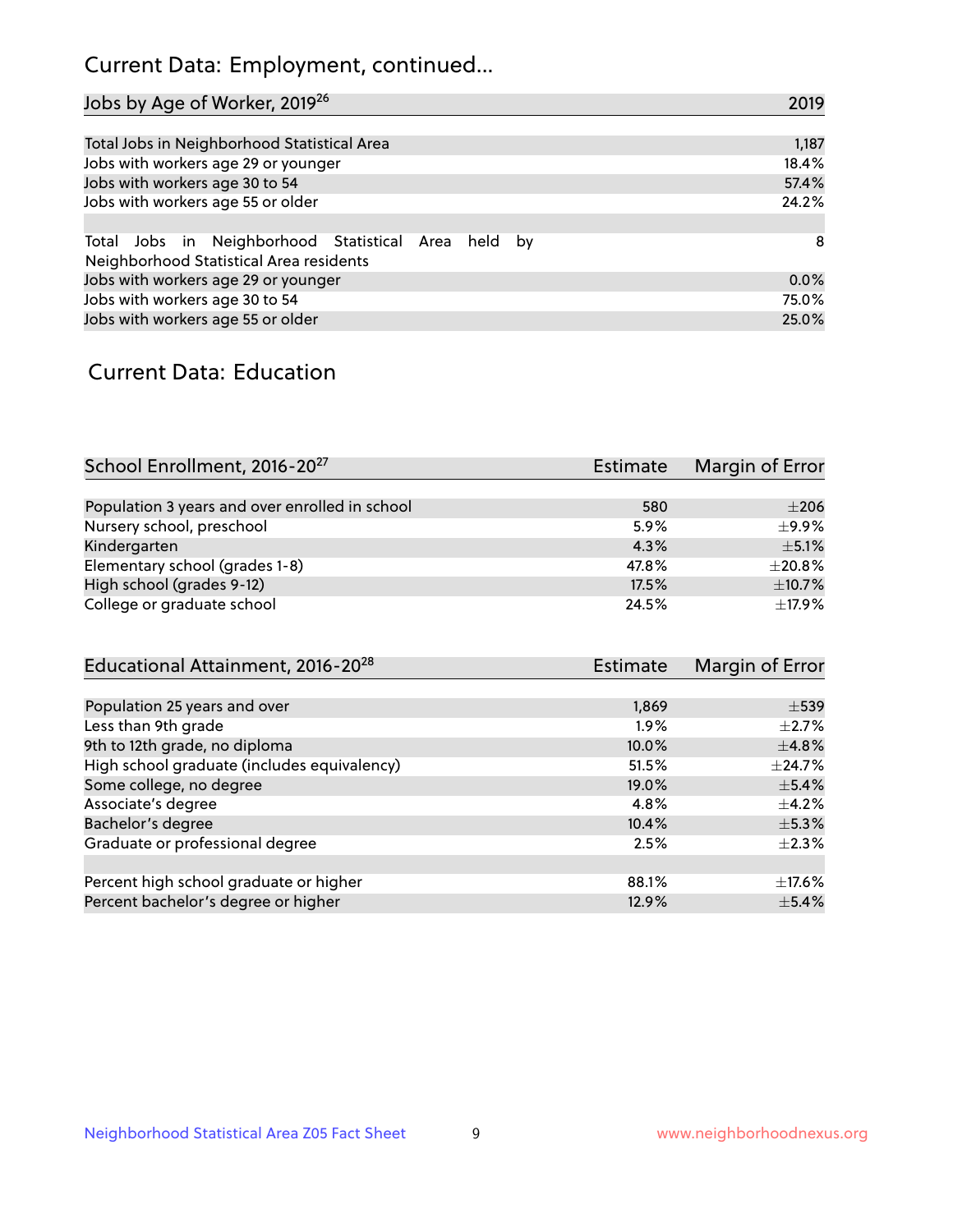# Current Data: Employment, continued...

| Jobs by Age of Worker, 2019[26] | 2019 |
|---|---|
| Total Jobs in Neighborhood Statistical Area | 1,187 |
| Jobs with workers age 29 or younger | 18.4% |
| Jobs with workers age 30 to 54 | 57.4% |
| Jobs with workers age 55 or older | 24.2% |
| | |
| Total Jobs in Neighborhood Statistical Area held by Neighborhood Statistical Area residents | 8 |
| Jobs with workers age 29 or younger | 0.0% |
| Jobs with workers age 30 to 54 | 75.0% |
| Jobs with workers age 55 or older | 25.0% |

## Current Data: Education

| School Enrollment, 2016-20[27] | Estimate | Margin of Error |
|---|---|---|
| Population 3 years and over enrolled in school | 580 | ±206 |
| Nursery school, preschool | 5.9% | ±9.9% |
| Kindergarten | 4.3% | ±5.1% |
| Elementary school (grades 1-8) | 47.8% | ±20.8% |
| High school (grades 9-12) | 17.5% | ±10.7% |
| College or graduate school | 24.5% | ±17.9% |

| Educational Attainment, 2016-20[28] | Estimate | Margin of Error |
|---|---|---|
| Population 25 years and over | 1,869 | ±539 |
| Less than 9th grade | 1.9% | ±2.7% |
| 9th to 12th grade, no diploma | 10.0% | ±4.8% |
| High school graduate (includes equivalency) | 51.5% | ±24.7% |
| Some college, no degree | 19.0% | ±5.4% |
| Associate's degree | 4.8% | ±4.2% |
| Bachelor's degree | 10.4% | ±5.3% |
| Graduate or professional degree | 2.5% | ±2.3% |
| | | |
| Percent high school graduate or higher | 88.1% | ±17.6% |
| Percent bachelor's degree or higher | 12.9% | ±5.4% |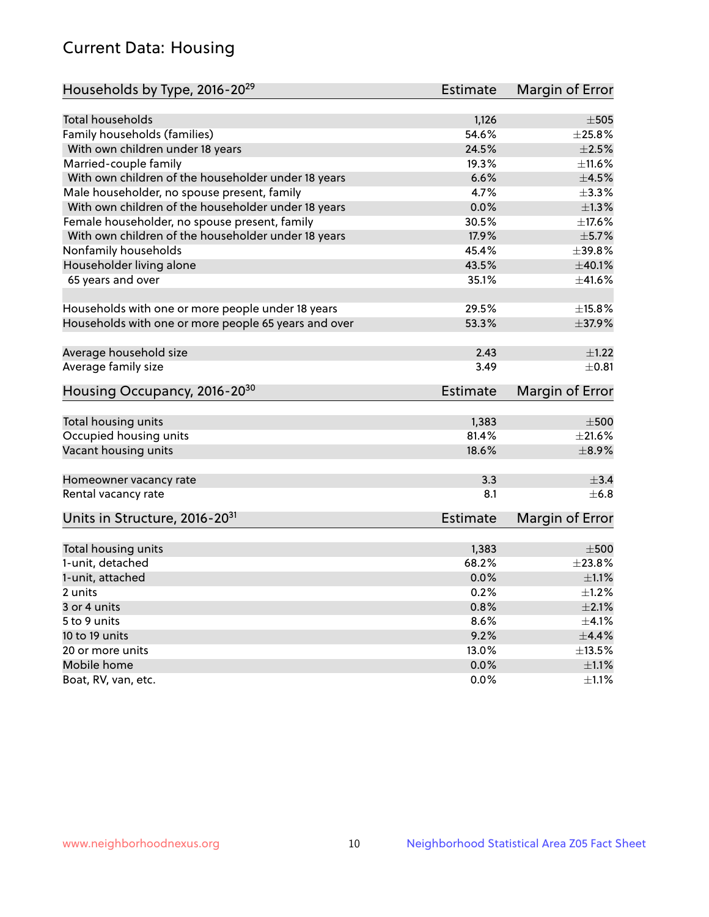# Current Data: Housing

| Households by Type, 2016-20[29] | Estimate | Margin of Error |
|---|---|---|
| Total households | 1,126 | ±505 |
| Family households (families) | 54.6% | ±25.8% |
| With own children under 18 years | 24.5% | ±2.5% |
| Married-couple family | 19.3% | ±11.6% |
| With own children of the householder under 18 years | 6.6% | ±4.5% |
| Male householder, no spouse present, family | 4.7% | ±3.3% |
| With own children of the householder under 18 years | 0.0% | ±1.3% |
| Female householder, no spouse present, family | 30.5% | ±17.6% |
| With own children of the householder under 18 years | 17.9% | ±5.7% |
| Nonfamily households | 45.4% | ±39.8% |
| Householder living alone | 43.5% | ±40.1% |
| 65 years and over | 35.1% | ±41.6% |
| | | |
| Households with one or more people under 18 years | 29.5% | ±15.8% |
| Households with one or more people 65 years and over | 53.3% | ±37.9% |
| | | |
| Average household size | 2.43 | ±1.22 |
| Average family size | 3.49 | ±0.81 |

| Housing Occupancy, 2016-20[30] | Estimate | Margin of Error |
|---|---|---|
| Total housing units | 1,383 | ±500 |
| Occupied housing units | 81.4% | ±21.6% |
| Vacant housing units | 18.6% | ±8.9% |
| | | |
| Homeowner vacancy rate | 3.3 | ±3.4 |
| Rental vacancy rate | 8.1 | ±6.8 |

| Units in Structure, 2016-20[31] | Estimate | Margin of Error |
|---|---|---|
| Total housing units | 1,383 | ±500 |
| 1-unit, detached | 68.2% | ±23.8% |
| 1-unit, attached | 0.0% | ±1.1% |
| 2 units | 0.2% | ±1.2% |
| 3 or 4 units | 0.8% | ±2.1% |
| 5 to 9 units | 8.6% | ±4.1% |
| 10 to 19 units | 9.2% | ±4.4% |
| 20 or more units | 13.0% | ±13.5% |
| Mobile home | 0.0% | ±1.1% |
| Boat, RV, van, etc. | 0.0% | ±1.1% |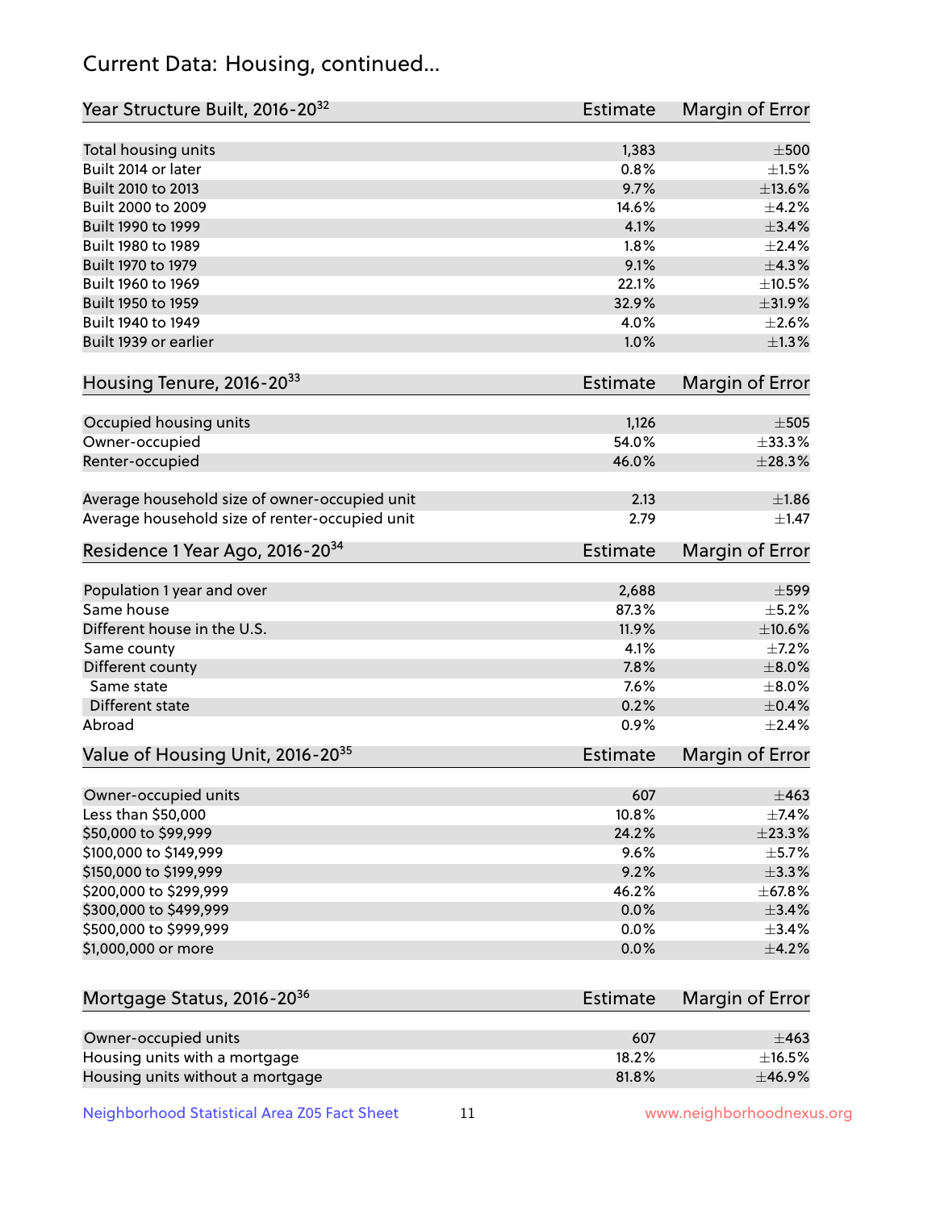# Current Data: Housing, continued...

| Year Structure Built, 2016-20[32] | Estimate | Margin of Error |
|---|---|---|
| Total housing units | 1,383 | ±500 |
| Built 2014 or later | 0.8% | ±1.5% |
| Built 2010 to 2013 | 9.7% | ±13.6% |
| Built 2000 to 2009 | 14.6% | ±4.2% |
| Built 1990 to 1999 | 4.1% | ±3.4% |
| Built 1980 to 1989 | 1.8% | ±2.4% |
| Built 1970 to 1979 | 9.1% | ±4.3% |
| Built 1960 to 1969 | 22.1% | ±10.5% |
| Built 1950 to 1959 | 32.9% | ±31.9% |
| Built 1940 to 1949 | 4.0% | ±2.6% |
| Built 1939 or earlier | 1.0% | ±1.3% |

| Housing Tenure, 2016-20[33] | Estimate | Margin of Error |
|---|---|---|
| Occupied housing units | 1,126 | ±505 |
| Owner-occupied | 54.0% | ±33.3% |
| Renter-occupied | 46.0% | ±28.3% |
| Average household size of owner-occupied unit | 2.13 | ±1.86 |
| Average household size of renter-occupied unit | 2.79 | ±1.47 |

| Residence 1 Year Ago, 2016-20[34] | Estimate | Margin of Error |
|---|---|---|
| Population 1 year and over | 2,688 | ±599 |
| Same house | 87.3% | ±5.2% |
| Different house in the U.S. | 11.9% | ±10.6% |
| Same county | 4.1% | ±7.2% |
| Different county | 7.8% | ±8.0% |
| Same state | 7.6% | ±8.0% |
| Different state | 0.2% | ±0.4% |
| Abroad | 0.9% | ±2.4% |

| Value of Housing Unit, 2016-20[35] | Estimate | Margin of Error |
|---|---|---|
| Owner-occupied units | 607 | ±463 |
| Less than $50,000 | 10.8% | ±7.4% |
| $50,000 to $99,999 | 24.2% | ±23.3% |
| $100,000 to $149,999 | 9.6% | ±5.7% |
| $150,000 to $199,999 | 9.2% | ±3.3% |
| $200,000 to $299,999 | 46.2% | ±67.8% |
| $300,000 to $499,999 | 0.0% | ±3.4% |
| $500,000 to $999,999 | 0.0% | ±3.4% |
| $1,000,000 or more | 0.0% | ±4.2% |

| Mortgage Status, 2016-20[36] | Estimate | Margin of Error |
|---|---|---|
| Owner-occupied units | 607 | ±463 |
| Housing units with a mortgage | 18.2% | ±16.5% |
| Housing units without a mortgage | 81.8% | ±46.9% |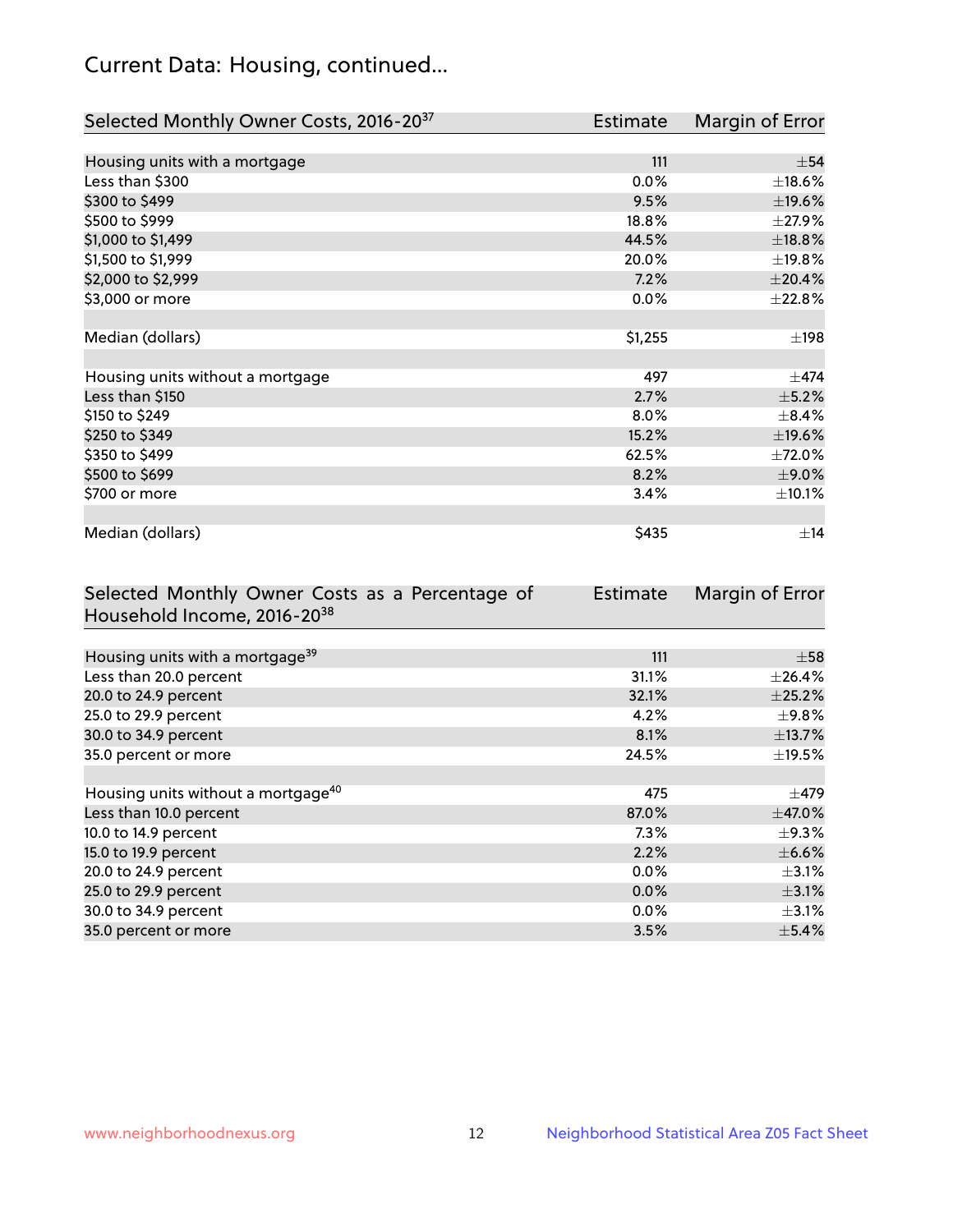## Current Data: Housing, continued...

| Selected Monthly Owner Costs, 2016-20[37] | Estimate | Margin of Error |
|---|---|---|
| Housing units with a mortgage | 111 | ±54 |
| Less than $300 | 0.0% | ±18.6% |
| $300 to $499 | 9.5% | ±19.6% |
| $500 to $999 | 18.8% | ±27.9% |
| $1,000 to $1,499 | 44.5% | ±18.8% |
| $1,500 to $1,999 | 20.0% | ±19.8% |
| $2,000 to $2,999 | 7.2% | ±20.4% |
| $3,000 or more | 0.0% | ±22.8% |
| | | |
| Median (dollars) | $1,255 | ±198 |
| | | |
| Housing units without a mortgage | 497 | ±474 |
| Less than $150 | 2.7% | ±5.2% |
| $150 to $249 | 8.0% | ±8.4% |
| $250 to $349 | 15.2% | ±19.6% |
| $350 to $499 | 62.5% | ±72.0% |
| $500 to $699 | 8.2% | ±9.0% |
| $700 or more | 3.4% | ±10.1% |
| | | |
| Median (dollars) | $435 | ±14 |

| Selected Monthly Owner Costs as a Percentage of Household Income, 2016-20[38] | Estimate | Margin of Error |
|---|---|---|
| Housing units with a mortgage[39] | 111 | ±58 |
| Less than 20.0 percent | 31.1% | ±26.4% |
| 20.0 to 24.9 percent | 32.1% | ±25.2% |
| 25.0 to 29.9 percent | 4.2% | ±9.8% |
| 30.0 to 34.9 percent | 8.1% | ±13.7% |
| 35.0 percent or more | 24.5% | ±19.5% |
| | | |
| Housing units without a mortgage[40] | 475 | ±479 |
| Less than 10.0 percent | 87.0% | ±47.0% |
| 10.0 to 14.9 percent | 7.3% | ±9.3% |
| 15.0 to 19.9 percent | 2.2% | ±6.6% |
| 20.0 to 24.9 percent | 0.0% | ±3.1% |
| 25.0 to 29.9 percent | 0.0% | ±3.1% |
| 30.0 to 34.9 percent | 0.0% | ±3.1% |
| 35.0 percent or more | 3.5% | ±5.4% |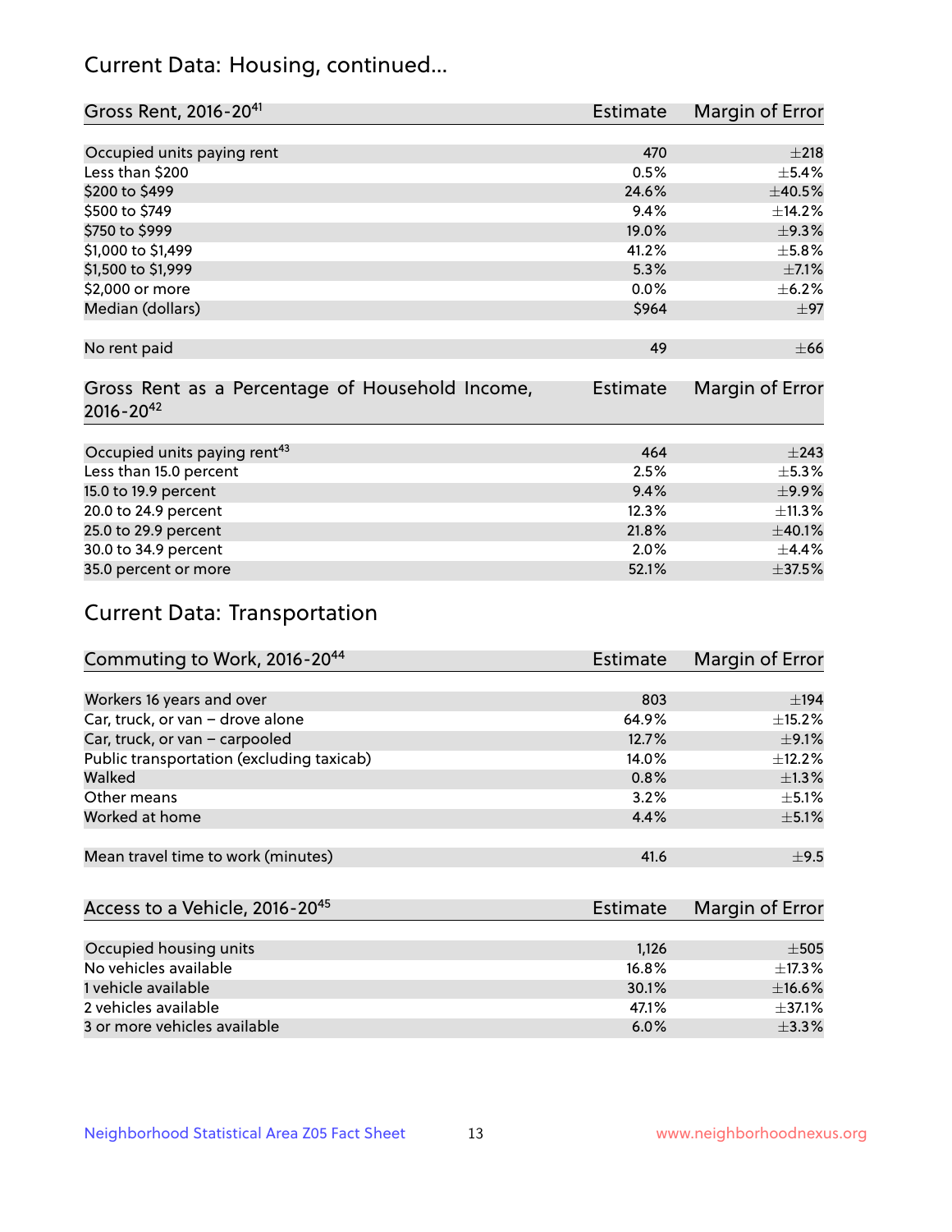## Current Data: Housing, continued...

| Gross Rent, 2016-20[41] | Estimate | Margin of Error |
|---|---|---|
| Occupied units paying rent | 470 | ±218 |
| Less than $200 | 0.5% | ±5.4% |
| $200 to $499 | 24.6% | ±40.5% |
| $500 to $749 | 9.4% | ±14.2% |
| $750 to $999 | 19.0% | ±9.3% |
| $1,000 to $1,499 | 41.2% | ±5.8% |
| $1,500 to $1,999 | 5.3% | ±7.1% |
| $2,000 or more | 0.0% | ±6.2% |
| Median (dollars) | $964 | ±97 |
| | | |
| No rent paid | 49 | ±66 |

| Gross Rent as a Percentage of Household Income, 2016-20[42] | Estimate | Margin of Error |
|---|---|---|
| Occupied units paying rent[43] | 464 | ±243 |
| Less than 15.0 percent | 2.5% | ±5.3% |
| 15.0 to 19.9 percent | 9.4% | ±9.9% |
| 20.0 to 24.9 percent | 12.3% | ±11.3% |
| 25.0 to 29.9 percent | 21.8% | ±40.1% |
| 30.0 to 34.9 percent | 2.0% | ±4.4% |
| 35.0 percent or more | 52.1% | ±37.5% |

## Current Data: Transportation

| Commuting to Work, 2016-20[44] | Estimate | Margin of Error |
|---|---|---|
| Workers 16 years and over | 803 | ±194 |
| Car, truck, or van – drove alone | 64.9% | ±15.2% |
| Car, truck, or van – carpooled | 12.7% | ±9.1% |
| Public transportation (excluding taxicab) | 14.0% | ±12.2% |
| Walked | 0.8% | ±1.3% |
| Other means | 3.2% | ±5.1% |
| Worked at home | 4.4% | ±5.1% |
| | | |
| Mean travel time to work (minutes) | 41.6 | ±9.5 |

| Access to a Vehicle, 2016-20[45] | Estimate | Margin of Error |
|---|---|---|
| Occupied housing units | 1,126 | ±505 |
| No vehicles available | 16.8% | ±17.3% |
| 1 vehicle available | 30.1% | ±16.6% |
| 2 vehicles available | 47.1% | ±37.1% |
| 3 or more vehicles available | 6.0% | ±3.3% |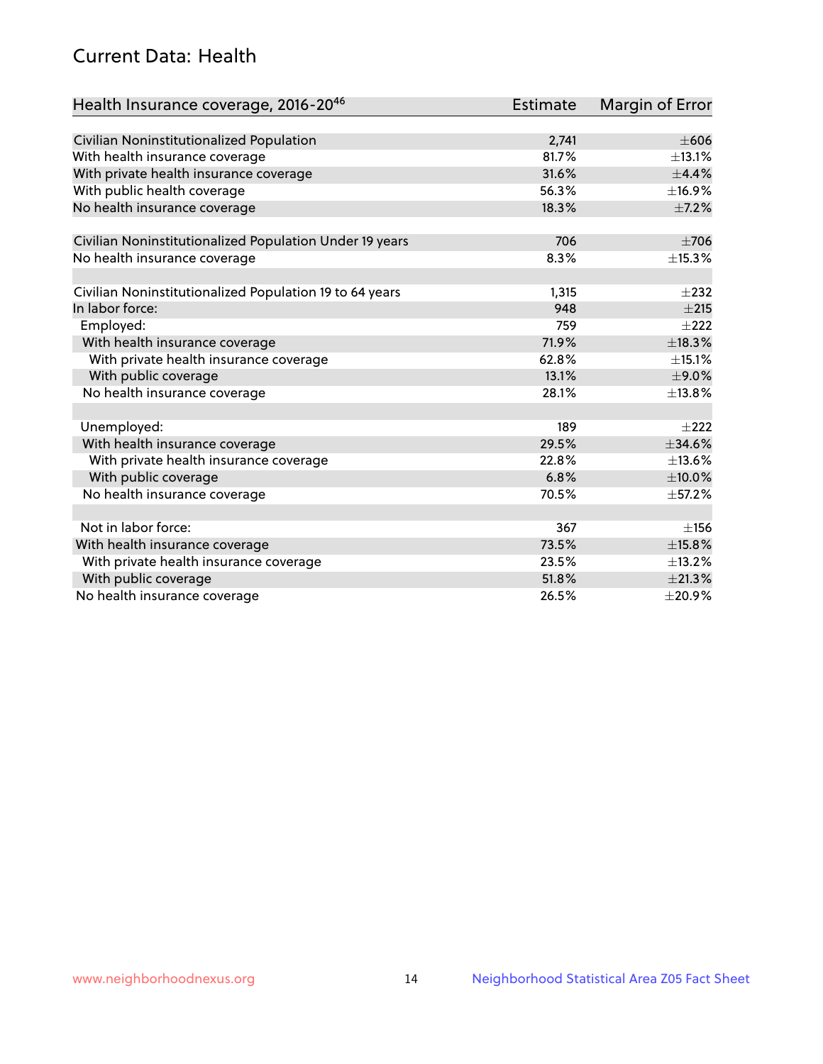## Current Data: Health

| Health Insurance coverage, 2016-20[46] | Estimate | Margin of Error |
|---|---|---|
| Civilian Noninstitutionalized Population | 2,741 | ±606 |
| With health insurance coverage | 81.7% | ±13.1% |
| With private health insurance coverage | 31.6% | ±4.4% |
| With public health coverage | 56.3% | ±16.9% |
| No health insurance coverage | 18.3% | ±7.2% |
| | | |
| Civilian Noninstitutionalized Population Under 19 years | 706 | ±706 |
| No health insurance coverage | 8.3% | ±15.3% |
| | | |
| Civilian Noninstitutionalized Population 19 to 64 years | 1,315 | ±232 |
| In labor force: | 948 | ±215 |
| Employed: | 759 | ±222 |
| With health insurance coverage | 71.9% | ±18.3% |
| With private health insurance coverage | 62.8% | ±15.1% |
| With public coverage | 13.1% | ±9.0% |
| No health insurance coverage | 28.1% | ±13.8% |
| | | |
| Unemployed: | 189 | ±222 |
| With health insurance coverage | 29.5% | ±34.6% |
| With private health insurance coverage | 22.8% | ±13.6% |
| With public coverage | 6.8% | ±10.0% |
| No health insurance coverage | 70.5% | ±57.2% |
| | | |
| Not in labor force: | 367 | ±156 |
| With health insurance coverage | 73.5% | ±15.8% |
| With private health insurance coverage | 23.5% | ±13.2% |
| With public coverage | 51.8% | ±21.3% |
| No health insurance coverage | 26.5% | ±20.9% |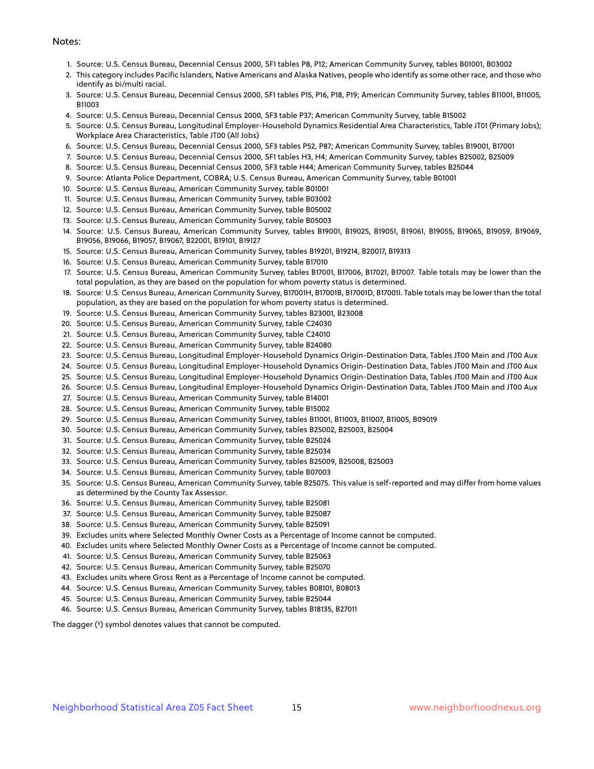Notes:

1. Source: U.S. Census Bureau, Decennial Census 2000, SF1 tables P8, P12; American Community Survey, tables B01001, B03002
2. This category includes Pacific Islanders, Native Americans and Alaska Natives, people who identify as some other race, and those who identify as bi/multi racial.
3. Source: U.S. Census Bureau, Decennial Census 2000, SF1 tables P15, P16, P18, P19; American Community Survey, tables B11001, B11005, B11003
4. Source: U.S. Census Bureau, Decennial Census 2000, SF3 table P37; American Community Survey, table B15002
5. Source: U.S. Census Bureau, Longitudinal Employer-Household Dynamics Residential Area Characteristics, Table JT01 (Primary Jobs); Workplace Area Characteristics, Table JT00 (All Jobs)
6. Source: U.S. Census Bureau, Decennial Census 2000, SF3 tables P52, P87; American Community Survey, tables B19001, B17001
7. Source: U.S. Census Bureau, Decennial Census 2000, SF1 tables H3, H4; American Community Survey, tables B25002, B25009
8. Source: U.S. Census Bureau, Decennial Census 2000, SF3 table H44; American Community Survey, tables B25044
9. Source: Atlanta Police Department, COBRA; U.S. Census Bureau, American Community Survey, table B01001
10. Source: U.S. Census Bureau, American Community Survey, table B01001
11. Source: U.S. Census Bureau, American Community Survey, table B03002
12. Source: U.S. Census Bureau, American Community Survey, table B05002
13. Source: U.S. Census Bureau, American Community Survey, table B05003
14. Source: U.S. Census Bureau, American Community Survey, tables B19001, B19025, B19051, B19061, B19055, B19065, B19059, B19069, B19056, B19066, B19057, B19067, B22001, B19101, B19127
15. Source: U.S. Census Bureau, American Community Survey, tables B19201, B19214, B20017, B19313
16. Source: U.S. Census Bureau, American Community Survey, table B17010
17. Source: U.S. Census Bureau, American Community Survey, tables B17001, B17006, B17021, B17007. Table totals may be lower than the total population, as they are based on the population for whom poverty status is determined.
18. Source: U.S. Census Bureau, American Community Survey, B17001H, B17001B, B17001D, B17001I. Table totals may be lower than the total population, as they are based on the population for whom poverty status is determined.
19. Source: U.S. Census Bureau, American Community Survey, tables B23001, B23008
20. Source: U.S. Census Bureau, American Community Survey, table C24030
21. Source: U.S. Census Bureau, American Community Survey, table C24010
22. Source: U.S. Census Bureau, American Community Survey, table B24080
23. Source: U.S. Census Bureau, Longitudinal Employer-Household Dynamics Origin-Destination Data, Tables JT00 Main and JT00 Aux
24. Source: U.S. Census Bureau, Longitudinal Employer-Household Dynamics Origin-Destination Data, Tables JT00 Main and JT00 Aux
25. Source: U.S. Census Bureau, Longitudinal Employer-Household Dynamics Origin-Destination Data, Tables JT00 Main and JT00 Aux
26. Source: U.S. Census Bureau, Longitudinal Employer-Household Dynamics Origin-Destination Data, Tables JT00 Main and JT00 Aux
27. Source: U.S. Census Bureau, American Community Survey, table B14001
28. Source: U.S. Census Bureau, American Community Survey, table B15002
29. Source: U.S. Census Bureau, American Community Survey, tables B11001, B11003, B11007, B11005, B09019
30. Source: U.S. Census Bureau, American Community Survey, tables B25002, B25003, B25004
31. Source: U.S. Census Bureau, American Community Survey, table B25024
32. Source: U.S. Census Bureau, American Community Survey, table B25034
33. Source: U.S. Census Bureau, American Community Survey, tables B25009, B25008, B25003
34. Source: U.S. Census Bureau, American Community Survey, table B07003
35. Source: U.S. Census Bureau, American Community Survey, table B25075. This value is self-reported and may differ from home values as determined by the County Tax Assessor.
36. Source: U.S. Census Bureau, American Community Survey, table B25081
37. Source: U.S. Census Bureau, American Community Survey, table B25087
38. Source: U.S. Census Bureau, American Community Survey, table B25091
39. Excludes units where Selected Monthly Owner Costs as a Percentage of Income cannot be computed.
40. Excludes units where Selected Monthly Owner Costs as a Percentage of Income cannot be computed.
41. Source: U.S. Census Bureau, American Community Survey, table B25063
42. Source: U.S. Census Bureau, American Community Survey, table B25070
43. Excludes units where Gross Rent as a Percentage of Income cannot be computed.
44. Source: U.S. Census Bureau, American Community Survey, tables B08101, B08013
45. Source: U.S. Census Bureau, American Community Survey, table B25044
46. Source: U.S. Census Bureau, American Community Survey, tables B18135, B27011

The dagger (†) symbol denotes values that cannot be computed.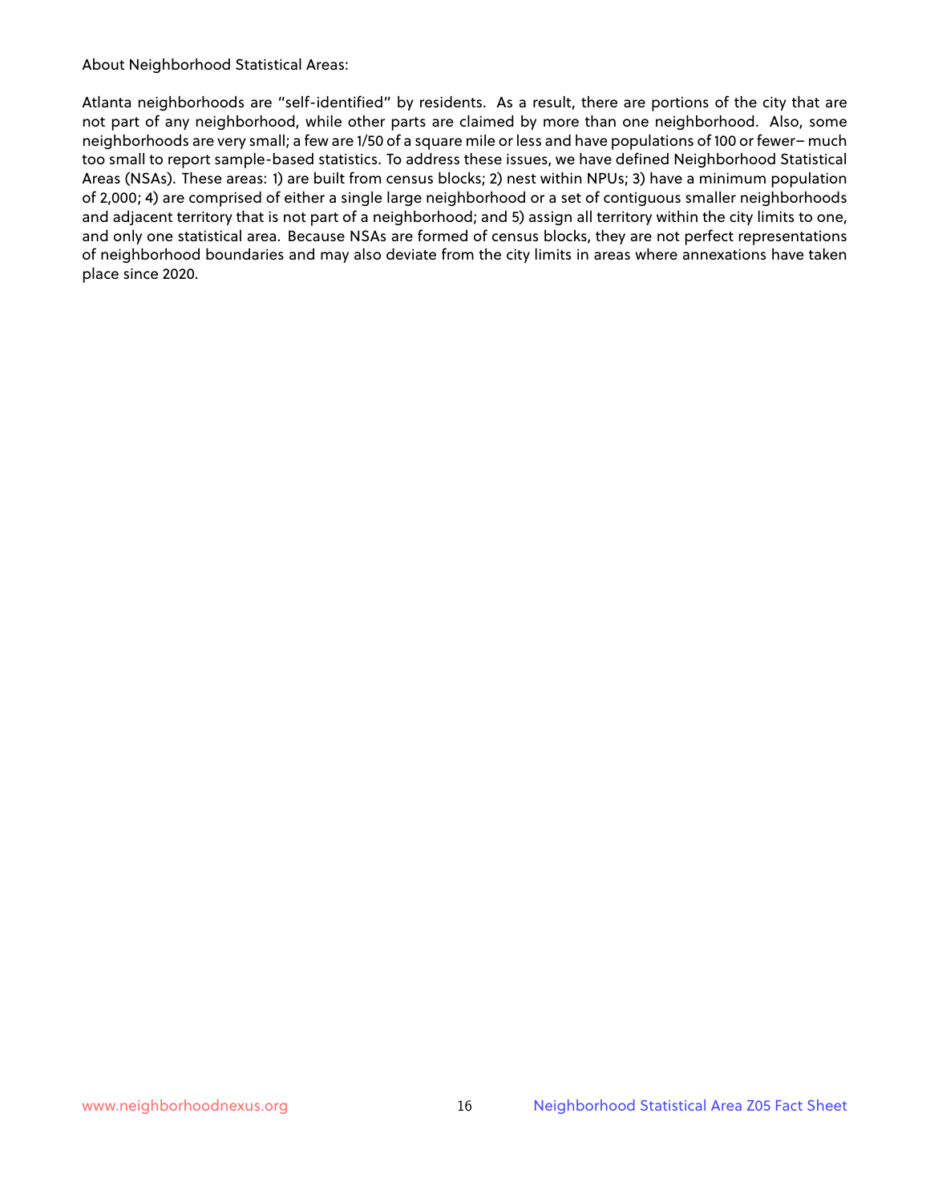About Neighborhood Statistical Areas:

Atlanta neighborhoods are "self-identified" by residents. As a result, there are portions of the city that are not part of any neighborhood, while other parts are claimed by more than one neighborhood. Also, some neighborhoods are very small; a few are 1/50 of a square mile or less and have populations of 100 or fewer– much too small to report sample-based statistics. To address these issues, we have defined Neighborhood Statistical Areas (NSAs). These areas: 1) are built from census blocks; 2) nest within NPUs; 3) have a minimum population of 2,000; 4) are comprised of either a single large neighborhood or a set of contiguous smaller neighborhoods and adjacent territory that is not part of a neighborhood; and 5) assign all territory within the city limits to one, and only one statistical area. Because NSAs are formed of census blocks, they are not perfect representations of neighborhood boundaries and may also deviate from the city limits in areas where annexations have taken place since 2020.